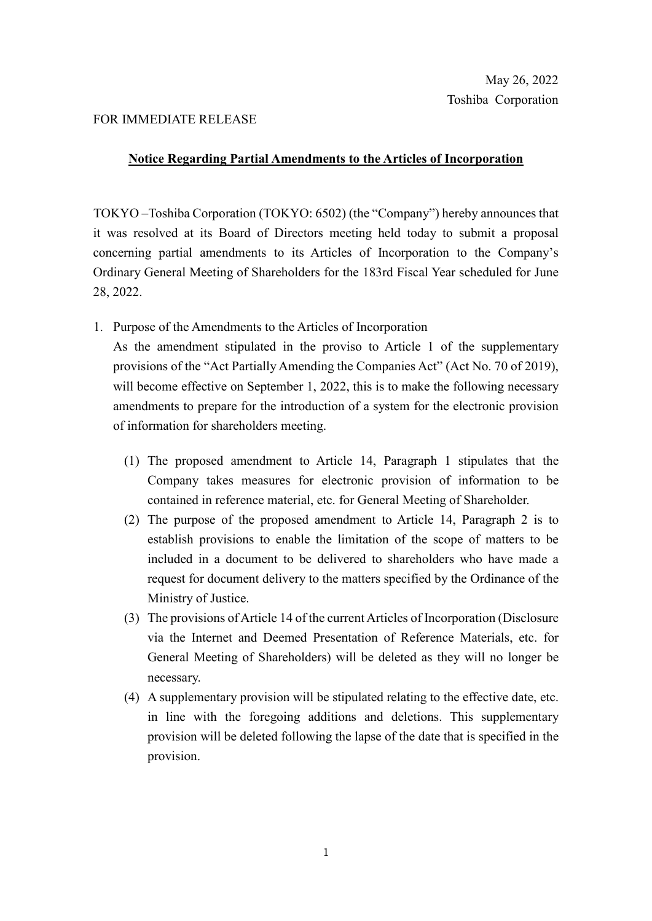May 26, 2022
Toshiba Corporation

FOR IMMEDIATE RELEASE

## Notice Regarding Partial Amendments to the Articles of Incorporation

TOKYO –Toshiba Corporation (TOKYO: 6502) (the "Company") hereby announces that it was resolved at its Board of Directors meeting held today to submit a proposal concerning partial amendments to its Articles of Incorporation to the Company's Ordinary General Meeting of Shareholders for the 183rd Fiscal Year scheduled for June 28, 2022.

1. Purpose of the Amendments to the Articles of Incorporation

   As the amendment stipulated in the proviso to Article 1 of the supplementary provisions of the "Act Partially Amending the Companies Act" (Act No. 70 of 2019), will become effective on September 1, 2022, this is to make the following necessary amendments to prepare for the introduction of a system for the electronic provision of information for shareholders meeting.

   (1) The proposed amendment to Article 14, Paragraph 1 stipulates that the Company takes measures for electronic provision of information to be contained in reference material, etc. for General Meeting of Shareholder.

   (2) The purpose of the proposed amendment to Article 14, Paragraph 2 is to establish provisions to enable the limitation of the scope of matters to be included in a document to be delivered to shareholders who have made a request for document delivery to the matters specified by the Ordinance of the Ministry of Justice.

   (3) The provisions of Article 14 of the current Articles of Incorporation (Disclosure via the Internet and Deemed Presentation of Reference Materials, etc. for General Meeting of Shareholders) will be deleted as they will no longer be necessary.

   (4) A supplementary provision will be stipulated relating to the effective date, etc. in line with the foregoing additions and deletions. This supplementary provision will be deleted following the lapse of the date that is specified in the provision.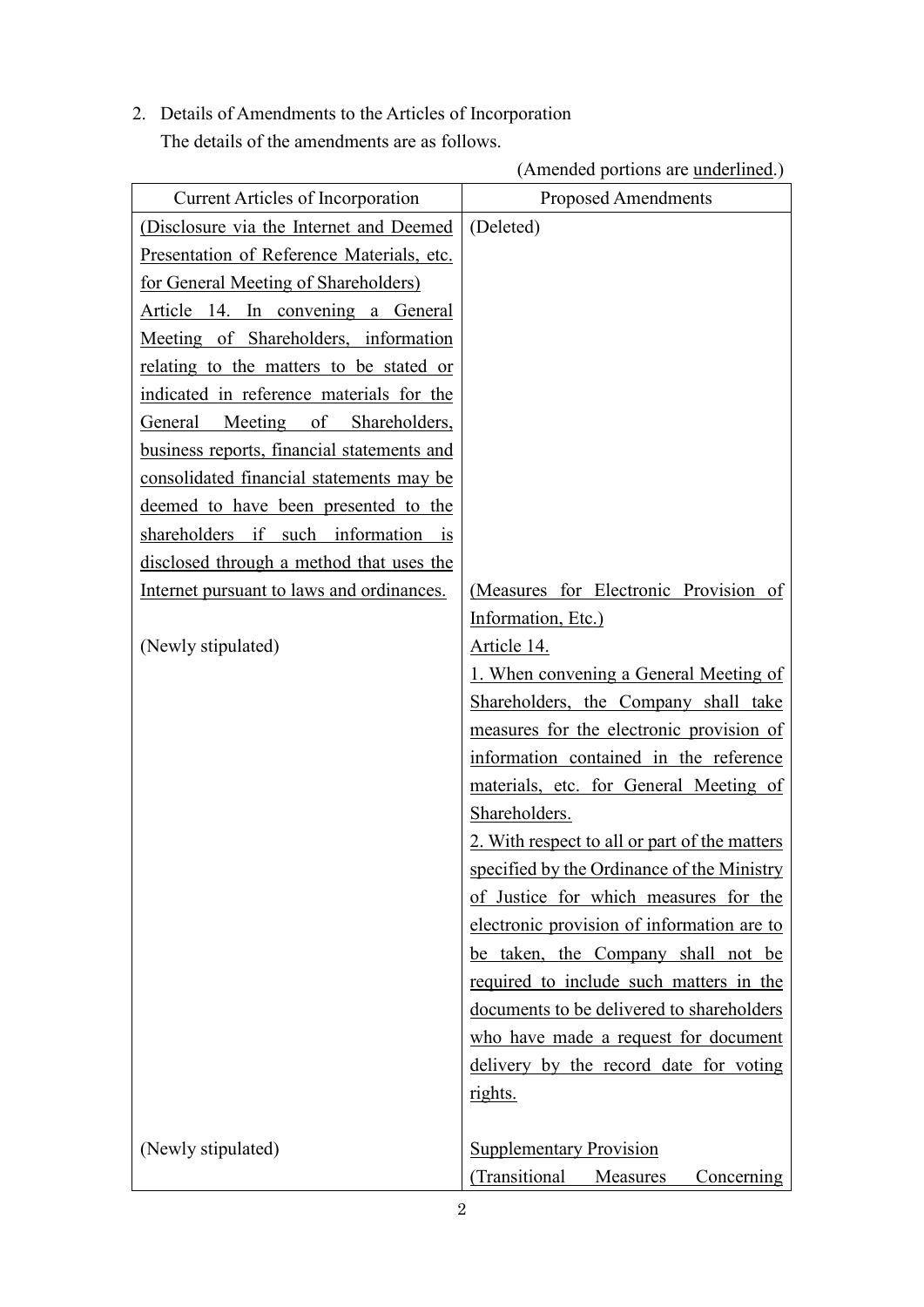2. Details of Amendments to the Articles of Incorporation

The details of the amendments are as follows.

(Amended portions are <u>underlined</u>.)

| Current Articles of Incorporation | Proposed Amendments |
|---|---|
| <u>(Disclosure via the Internet and Deemed Presentation of Reference Materials, etc. for General Meeting of Shareholders)</u><br><u>Article 14. In convening a General Meeting of Shareholders, information relating to the matters to be stated or indicated in reference materials for the General Meeting of Shareholders, business reports, financial statements and consolidated financial statements may be deemed to have been presented to the shareholders if such information is disclosed through a method that uses the Internet pursuant to laws and ordinances.</u> | (Deleted) |
| (Newly stipulated) | <u>(Measures for Electronic Provision of Information, Etc.)</u><br><u>Article 14.</u><br><u>1. When convening a General Meeting of Shareholders, the Company shall take measures for the electronic provision of information contained in the reference materials, etc. for General Meeting of Shareholders.</u><br><u>2. With respect to all or part of the matters specified by the Ordinance of the Ministry of Justice for which measures for the electronic provision of information are to be taken, the Company shall not be required to include such matters in the documents to be delivered to shareholders who have made a request for document delivery by the record date for voting rights.</u> |
| (Newly stipulated) | <u>Supplementary Provision</u><br><u>(Transitional Measures Concerning</u> |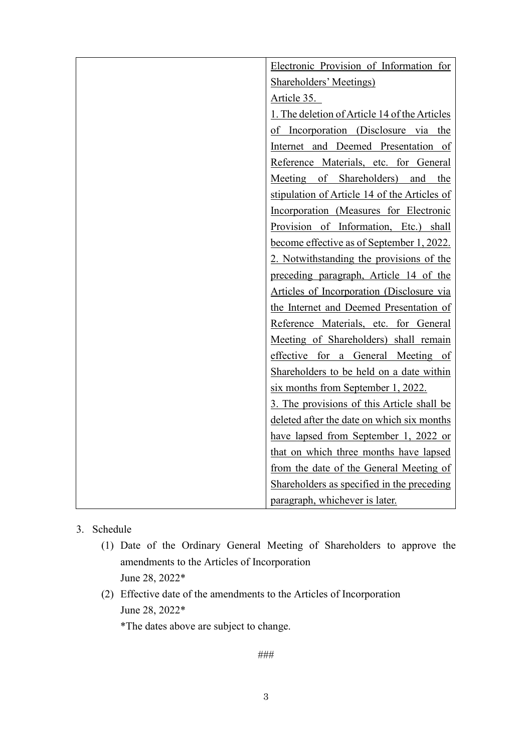| | |
|---|---|
| | Electronic Provision of Information for Shareholders' Meetings)<br>Article 35.<br>1. The deletion of Article 14 of the Articles of Incorporation (Disclosure via the Internet and Deemed Presentation of Reference Materials, etc. for General Meeting of Shareholders) and the stipulation of Article 14 of the Articles of Incorporation (Measures for Electronic Provision of Information, Etc.) shall become effective as of September 1, 2022.<br>2. Notwithstanding the provisions of the preceding paragraph, Article 14 of the Articles of Incorporation (Disclosure via the Internet and Deemed Presentation of Reference Materials, etc. for General Meeting of Shareholders) shall remain effective for a General Meeting of Shareholders to be held on a date within six months from September 1, 2022.<br>3. The provisions of this Article shall be deleted after the date on which six months have lapsed from September 1, 2022 or that on which three months have lapsed from the date of the General Meeting of Shareholders as specified in the preceding paragraph, whichever is later. |

3. Schedule
   (1) Date of the Ordinary General Meeting of Shareholders to approve the amendments to the Articles of Incorporation
   June 28, 2022*
   (2) Effective date of the amendments to the Articles of Incorporation
   June 28, 2022*
   *The dates above are subject to change.

###